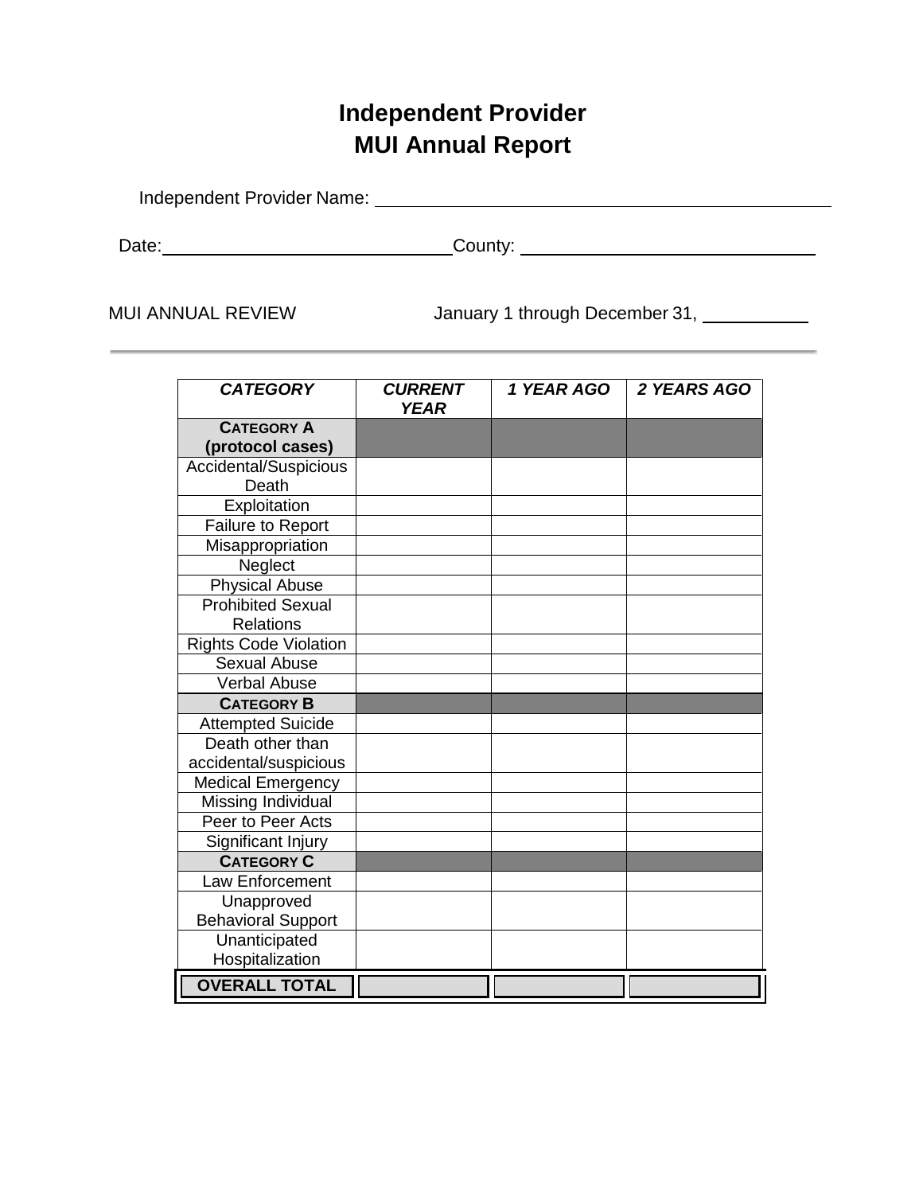# Independent Provider
# MUI Annual Report

Independent Provider Name: ____________________________________________

Date: ____________________________ County: ____________________________

MUI ANNUAL REVIEW                January 1 through December 31, __________

| *CATEGORY* | *CURRENT YEAR* | *1 YEAR AGO* | *2 YEARS AGO* |
|---|---|---|---|
| **CATEGORY A (protocol cases)** | | | |
| Accidental/Suspicious Death | | | |
| Exploitation | | | |
| Failure to Report | | | |
| Misappropriation | | | |
| Neglect | | | |
| Physical Abuse | | | |
| Prohibited Sexual Relations | | | |
| Rights Code Violation | | | |
| Sexual Abuse | | | |
| Verbal Abuse | | | |
| **CATEGORY B** | | | |
| Attempted Suicide | | | |
| Death other than accidental/suspicious | | | |
| Medical Emergency | | | |
| Missing Individual | | | |
| Peer to Peer Acts | | | |
| Significant Injury | | | |
| **CATEGORY C** | | | |
| Law Enforcement | | | |
| Unapproved Behavioral Support | | | |
| Unanticipated Hospitalization | | | |
| **OVERALL TOTAL** | | | |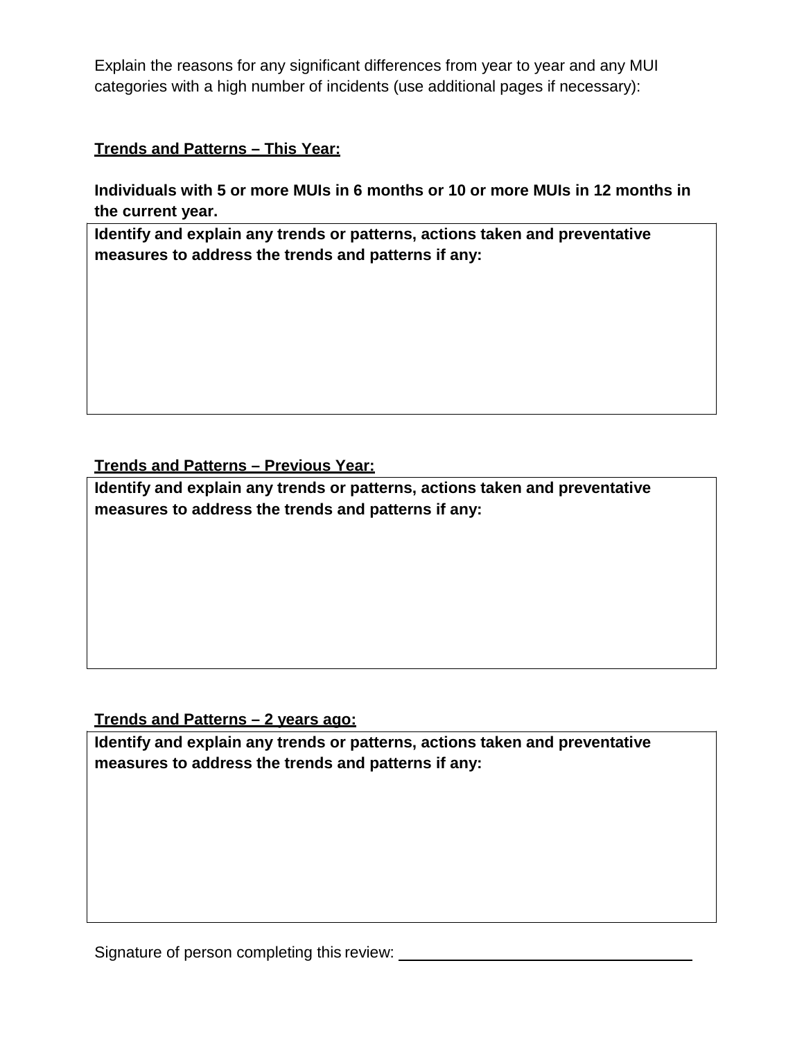Explain the reasons for any significant differences from year to year and any MUI categories with a high number of incidents (use additional pages if necessary):

**<u>Trends and Patterns – This Year:</u>**

**Individuals with 5 or more MUIs in 6 months or 10 or more MUIs in 12 months in the current year.**

| **Identify and explain any trends or patterns, actions taken and preventative measures to address the trends and patterns if any:** |
|---|
| |

**<u>Trends and Patterns – Previous Year:</u>**

| **Identify and explain any trends or patterns, actions taken and preventative measures to address the trends and patterns if any:** |
|---|
| |

**<u>Trends and Patterns – 2 years ago:</u>**

| **Identify and explain any trends or patterns, actions taken and preventative measures to address the trends and patterns if any:** |
|---|
| |

Signature of person completing this review: ___________________________________